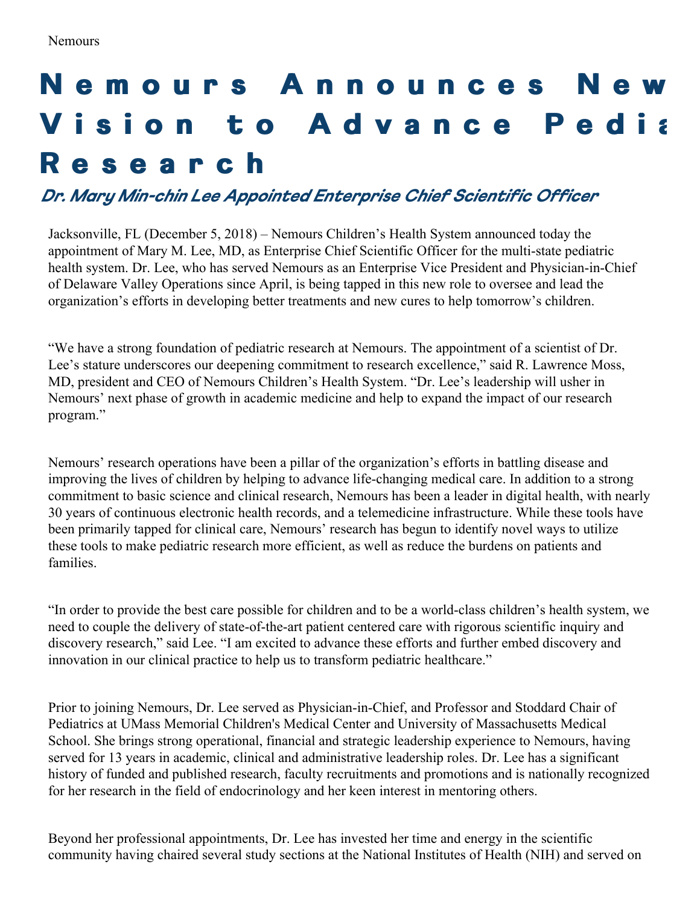Nemours

# Nemours Announces New Vision to Advance Pediatric Research

## *Dr. Mary Min-chin Lee Appointed Enterprise Chief Scientific Officer*

Jacksonville, FL (December 5, 2018) – Nemours Children's Health System announced today the appointment of Mary M. Lee, MD, as Enterprise Chief Scientific Officer for the multi-state pediatric health system. Dr. Lee, who has served Nemours as an Enterprise Vice President and Physician-in-Chief of Delaware Valley Operations since April, is being tapped in this new role to oversee and lead the organization's efforts in developing better treatments and new cures to help tomorrow's children.

"We have a strong foundation of pediatric research at Nemours. The appointment of a scientist of Dr. Lee's stature underscores our deepening commitment to research excellence," said R. Lawrence Moss, MD, president and CEO of Nemours Children's Health System. "Dr. Lee's leadership will usher in Nemours' next phase of growth in academic medicine and help to expand the impact of our research program."

Nemours' research operations have been a pillar of the organization's efforts in battling disease and improving the lives of children by helping to advance life-changing medical care. In addition to a strong commitment to basic science and clinical research, Nemours has been a leader in digital health, with nearly 30 years of continuous electronic health records, and a telemedicine infrastructure. While these tools have been primarily tapped for clinical care, Nemours' research has begun to identify novel ways to utilize these tools to make pediatric research more efficient, as well as reduce the burdens on patients and families.

"In order to provide the best care possible for children and to be a world-class children's health system, we need to couple the delivery of state-of-the-art patient centered care with rigorous scientific inquiry and discovery research," said Lee. "I am excited to advance these efforts and further embed discovery and innovation in our clinical practice to help us to transform pediatric healthcare."

Prior to joining Nemours, Dr. Lee served as Physician-in-Chief, and Professor and Stoddard Chair of Pediatrics at UMass Memorial Children's Medical Center and University of Massachusetts Medical School. She brings strong operational, financial and strategic leadership experience to Nemours, having served for 13 years in academic, clinical and administrative leadership roles. Dr. Lee has a significant history of funded and published research, faculty recruitments and promotions and is nationally recognized for her research in the field of endocrinology and her keen interest in mentoring others.

Beyond her professional appointments, Dr. Lee has invested her time and energy in the scientific community having chaired several study sections at the National Institutes of Health (NIH) and served on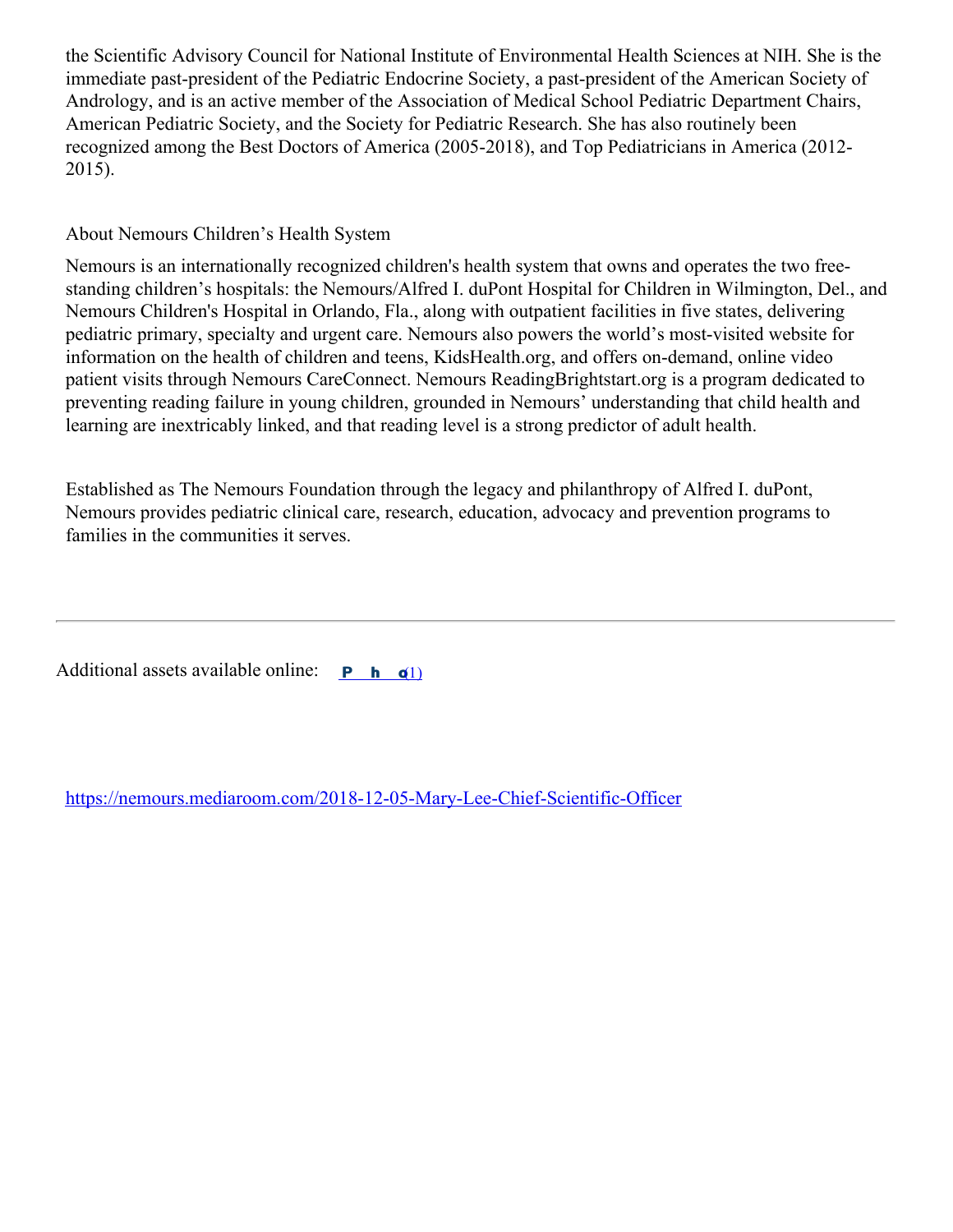the Scientific Advisory Council for National Institute of Environmental Health Sciences at NIH. She is the immediate past-president of the Pediatric Endocrine Society, a past-president of the American Society of Andrology, and is an active member of the Association of Medical School Pediatric Department Chairs, American Pediatric Society, and the Society for Pediatric Research. She has also routinely been recognized among the Best Doctors of America (2005-2018), and Top Pediatricians in America (2012-2015).

About Nemours Children's Health System

Nemours is an internationally recognized children's health system that owns and operates the two free-standing children's hospitals: the Nemours/Alfred I. duPont Hospital for Children in Wilmington, Del., and Nemours Children's Hospital in Orlando, Fla., along with outpatient facilities in five states, delivering pediatric primary, specialty and urgent care. Nemours also powers the world's most-visited website for information on the health of children and teens, KidsHealth.org, and offers on-demand, online video patient visits through Nemours CareConnect. Nemours ReadingBrightstart.org is a program dedicated to preventing reading failure in young children, grounded in Nemours' understanding that child health and learning are inextricably linked, and that reading level is a strong predictor of adult health.

Established as The Nemours Foundation through the legacy and philanthropy of Alfred I. duPont, Nemours provides pediatric clinical care, research, education, advocacy and prevention programs to families in the communities it serves.

---

Additional assets available online: Photos (1)

https://nemours.mediaroom.com/2018-12-05-Mary-Lee-Chief-Scientific-Officer